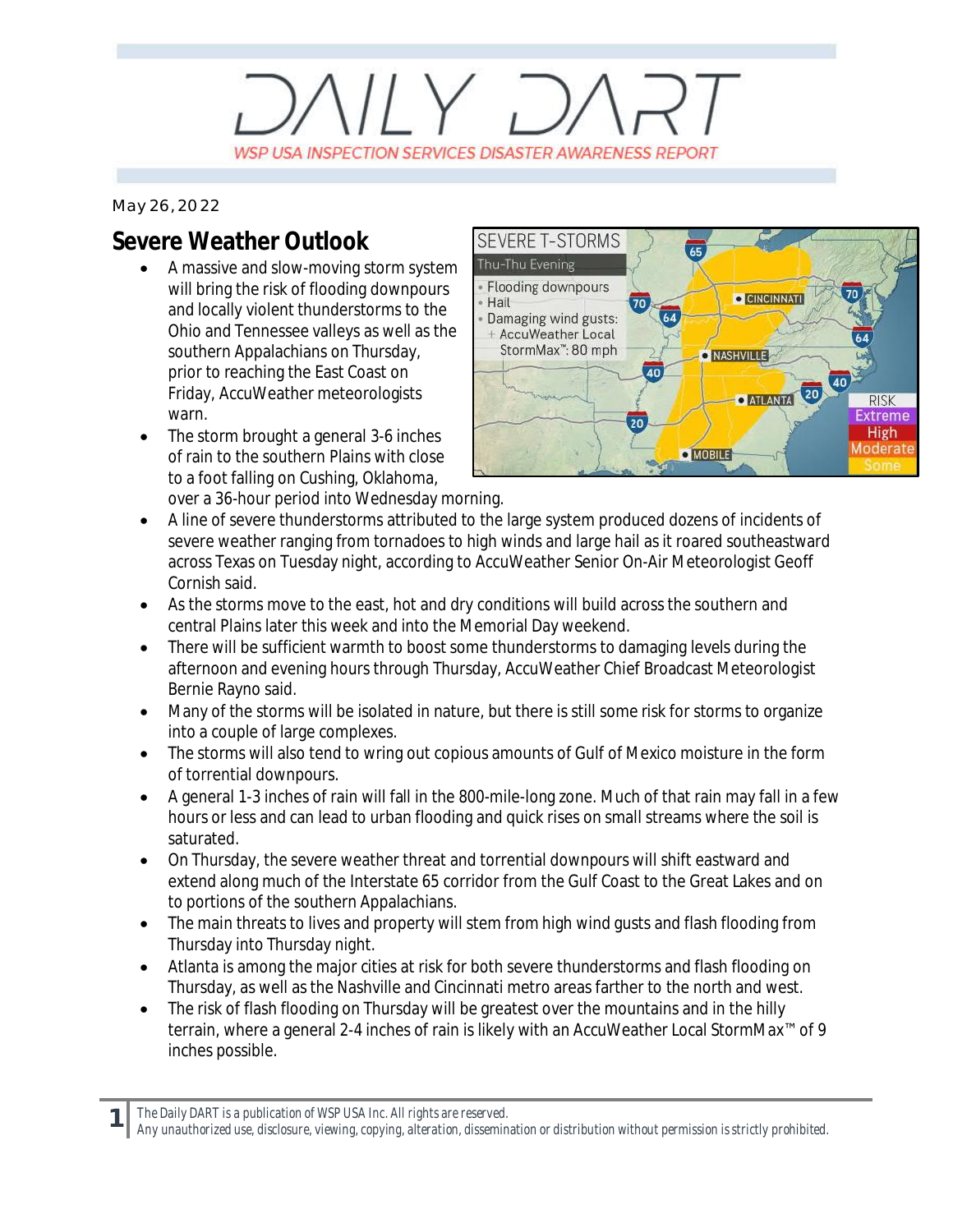# DAILY DART

WSP USA INSPECTION SERVICES DISASTER AWARENESS REPORT

May 26, 2022

## Severe Weather Outlook

SEVERE T-STORMS
Thu-Thu Evening
- Flooding downpours
- Hail
- Damaging wind gusts:
  + AccuWeather Local StormMax™: 80 mph

CINCINNATI
NASHVILLE
ATLANTA
MOBILE
65
70
64
40
20

RISK
Extreme
High
Moderate
Some

- A massive and slow-moving storm system will bring the risk of flooding downpours and locally violent thunderstorms to the Ohio and Tennessee valleys as well as the southern Appalachians on Thursday, prior to reaching the East Coast on Friday, AccuWeather meteorologists warn.
- The storm brought a general 3-6 inches of rain to the southern Plains with close to a foot falling on Cushing, Oklahoma, over a 36-hour period into Wednesday morning.
- A line of severe thunderstorms attributed to the large system produced dozens of incidents of severe weather ranging from tornadoes to high winds and large hail as it roared southeastward across Texas on Tuesday night, according to AccuWeather Senior On-Air Meteorologist Geoff Cornish said.
- As the storms move to the east, hot and dry conditions will build across the southern and central Plains later this week and into the Memorial Day weekend.
- There will be sufficient warmth to boost some thunderstorms to damaging levels during the afternoon and evening hours through Thursday, AccuWeather Chief Broadcast Meteorologist Bernie Rayno said.
- Many of the storms will be isolated in nature, but there is still some risk for storms to organize into a couple of large complexes.
- The storms will also tend to wring out copious amounts of Gulf of Mexico moisture in the form of torrential downpours.
- A general 1-3 inches of rain will fall in the 800-mile-long zone. Much of that rain may fall in a few hours or less and can lead to urban flooding and quick rises on small streams where the soil is saturated.
- On Thursday, the severe weather threat and torrential downpours will shift eastward and extend along much of the Interstate 65 corridor from the Gulf Coast to the Great Lakes and on to portions of the southern Appalachians.
- The main threats to lives and property will stem from high wind gusts and flash flooding from Thursday into Thursday night.
- Atlanta is among the major cities at risk for both severe thunderstorms and flash flooding on Thursday, as well as the Nashville and Cincinnati metro areas farther to the north and west.
- The risk of flash flooding on Thursday will be greatest over the mountains and in the hilly terrain, where a general 2-4 inches of rain is likely with an AccuWeather Local StormMax™ of 9 inches possible.

*The Daily DART is a publication of WSP USA Inc. All rights are reserved.*
*Any unauthorized use, disclosure, viewing, copying, alteration, dissemination or distribution without permission is strictly prohibited.*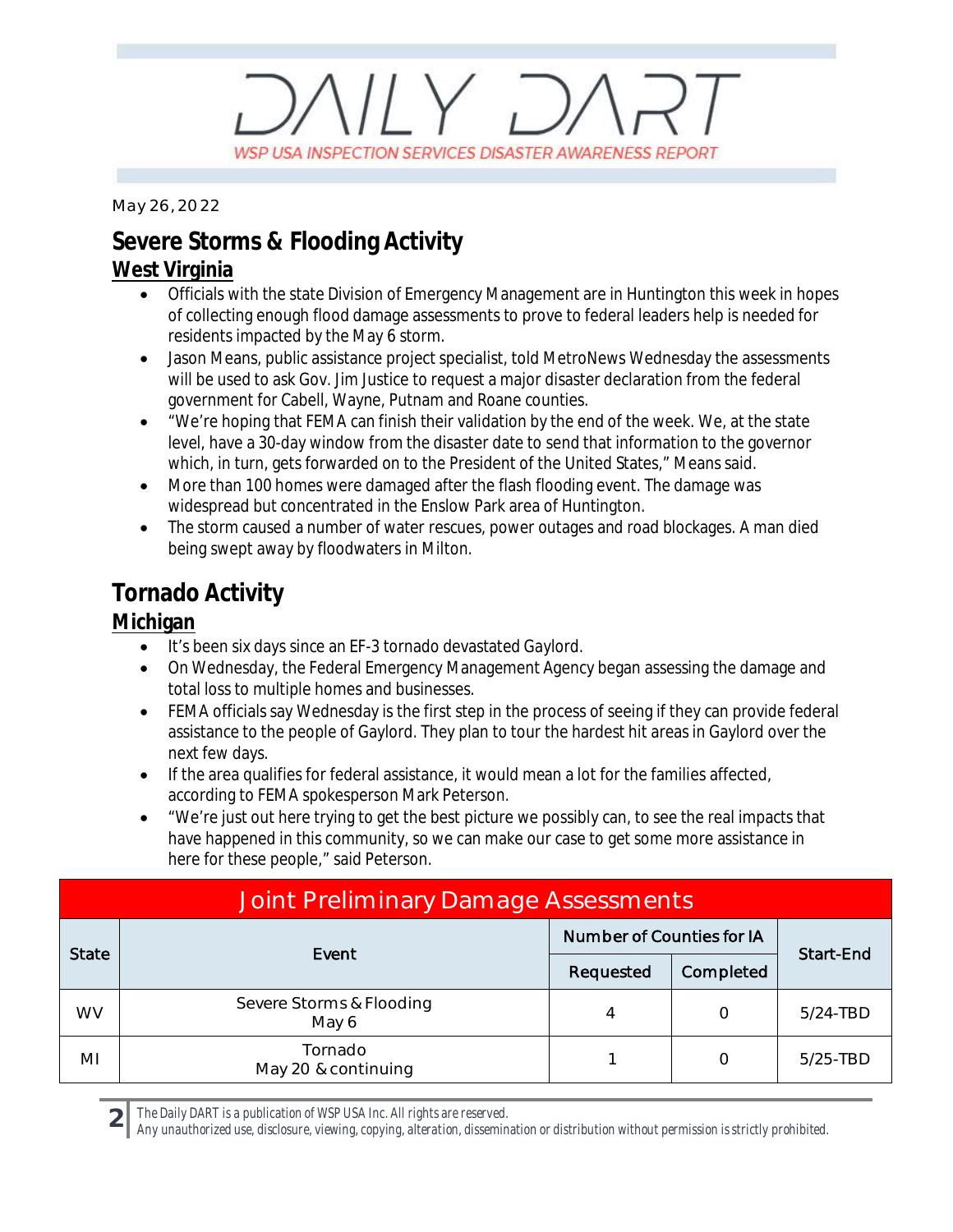# DAILY DART

WSP USA INSPECTION SERVICES DISASTER AWARENESS REPORT

May 26, 2022

## Severe Storms & Flooding Activity

### West Virginia

- Officials with the state Division of Emergency Management are in Huntington this week in hopes of collecting enough flood damage assessments to prove to federal leaders help is needed for residents impacted by the May 6 storm.
- Jason Means, public assistance project specialist, told MetroNews Wednesday the assessments will be used to ask Gov. Jim Justice to request a major disaster declaration from the federal government for Cabell, Wayne, Putnam and Roane counties.
- "We're hoping that FEMA can finish their validation by the end of the week. We, at the state level, have a 30-day window from the disaster date to send that information to the governor which, in turn, gets forwarded on to the President of the United States," Means said.
- More than 100 homes were damaged after the flash flooding event. The damage was widespread but concentrated in the Enslow Park area of Huntington.
- The storm caused a number of water rescues, power outages and road blockages. A man died being swept away by floodwaters in Milton.

## Tornado Activity

### Michigan

- It's been six days since an EF-3 tornado devastated Gaylord.
- On Wednesday, the Federal Emergency Management Agency began assessing the damage and total loss to multiple homes and businesses.
- FEMA officials say Wednesday is the first step in the process of seeing if they can provide federal assistance to the people of Gaylord. They plan to tour the hardest hit areas in Gaylord over the next few days.
- If the area qualifies for federal assistance, it would mean a lot for the families affected, according to FEMA spokesperson Mark Peterson.
- "We're just out here trying to get the best picture we possibly can, to see the real impacts that have happened in this community, so we can make our case to get some more assistance in here for these people," said Peterson.

| Joint Preliminary Damage Assessments | | | | |
|---|---|---|---|---|
| State | Event | Number of Counties for IA | | Start-End |
| | | Requested | Completed | |
| WV | Severe Storms & Flooding May 6 | 4 | 0 | 5/24-TBD |
| MI | Tornado May 20 & continuing | 1 | 0 | 5/25-TBD |

*The Daily DART is a publication of WSP USA Inc. All rights are reserved.*
*Any unauthorized use, disclosure, viewing, copying, alteration, dissemination or distribution without permission is strictly prohibited.*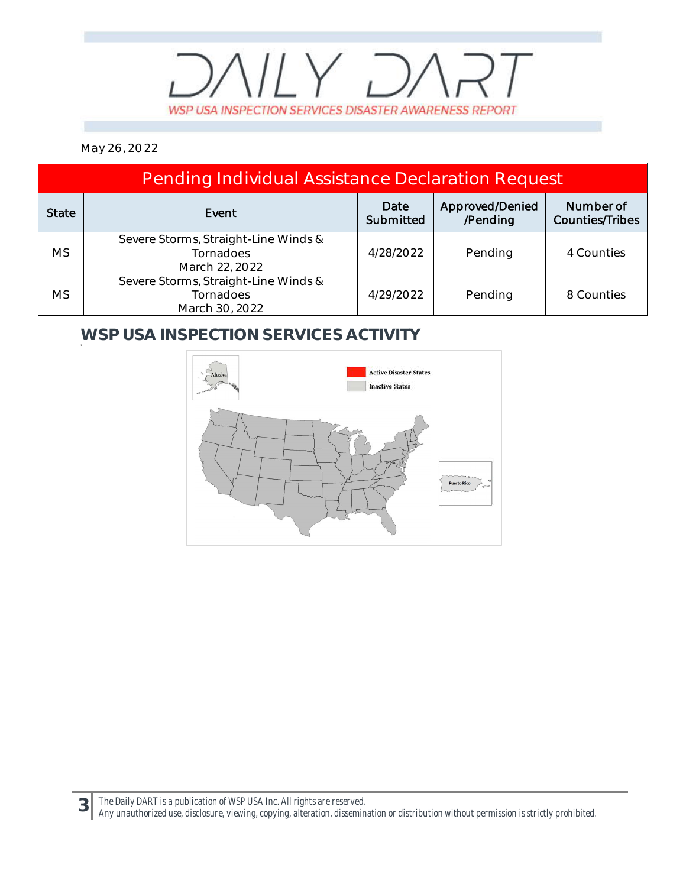# DAILY DART

WSP USA INSPECTION SERVICES DISASTER AWARENESS REPORT

May 26, 2022

## Pending Individual Assistance Declaration Request

| State | Event | Date Submitted | Approved/Denied /Pending | Number of Counties/Tribes |
|---|---|---|---|---|
| MS | Severe Storms, Straight-Line Winds & Tornadoes March 22, 2022 | 4/28/2022 | Pending | 4 Counties |
| MS | Severe Storms, Straight-Line Winds & Tornadoes March 30, 2022 | 4/29/2022 | Pending | 8 Counties |

## WSP USA INSPECTION SERVICES ACTIVITY

Alaska

Active Disaster States

Inactive States

Puerto Rico

The Daily DART is a publication of WSP USA Inc. All rights are reserved.
Any unauthorized use, disclosure, viewing, copying, alteration, dissemination or distribution without permission is strictly prohibited.